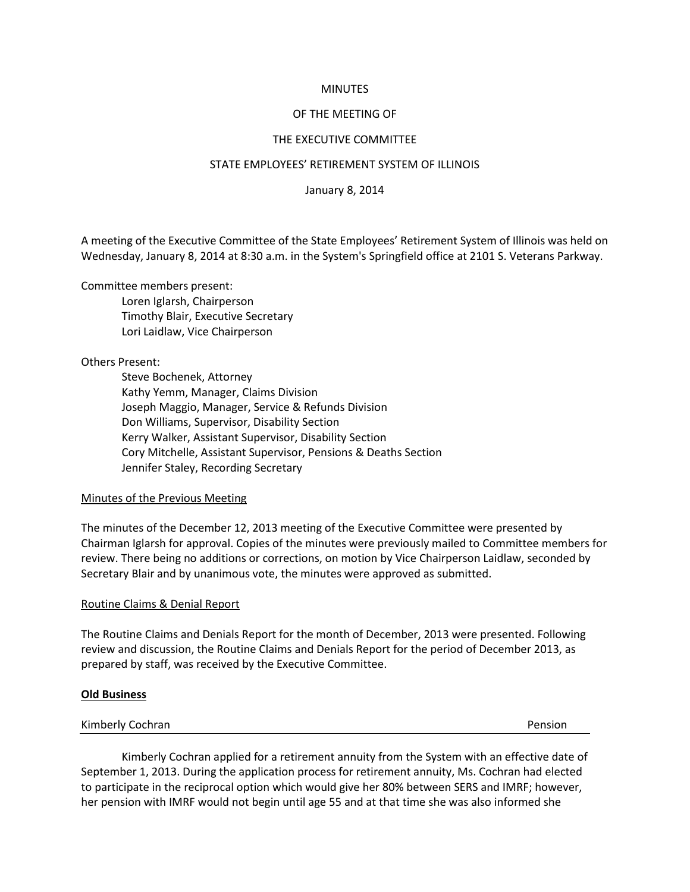MINUTES

OF THE MEETING OF

THE EXECUTIVE COMMITTEE

STATE EMPLOYEES' RETIREMENT SYSTEM OF ILLINOIS

January 8, 2014

A meeting of the Executive Committee of the State Employees' Retirement System of Illinois was held on Wednesday, January 8, 2014 at 8:30 a.m. in the System's Springfield office at 2101 S. Veterans Parkway.

Committee members present:

- Loren Iglarsh, Chairperson
- Timothy Blair, Executive Secretary
- Lori Laidlaw, Vice Chairperson

Others Present:

- Steve Bochenek, Attorney
- Kathy Yemm, Manager, Claims Division
- Joseph Maggio, Manager, Service & Refunds Division
- Don Williams, Supervisor, Disability Section
- Kerry Walker, Assistant Supervisor, Disability Section
- Cory Mitchelle, Assistant Supervisor, Pensions & Deaths Section
- Jennifer Staley, Recording Secretary

Minutes of the Previous Meeting

The minutes of the December 12, 2013 meeting of the Executive Committee were presented by Chairman Iglarsh for approval. Copies of the minutes were previously mailed to Committee members for review. There being no additions or corrections, on motion by Vice Chairperson Laidlaw, seconded by Secretary Blair and by unanimous vote, the minutes were approved as submitted.

Routine Claims & Denial Report

The Routine Claims and Denials Report for the month of December, 2013 were presented. Following review and discussion, the Routine Claims and Denials Report for the period of December 2013, as prepared by staff, was received by the Executive Committee.

**Old Business**

Kimberly Cochran — Pension

Kimberly Cochran applied for a retirement annuity from the System with an effective date of September 1, 2013. During the application process for retirement annuity, Ms. Cochran had elected to participate in the reciprocal option which would give her 80% between SERS and IMRF; however, her pension with IMRF would not begin until age 55 and at that time she was also informed she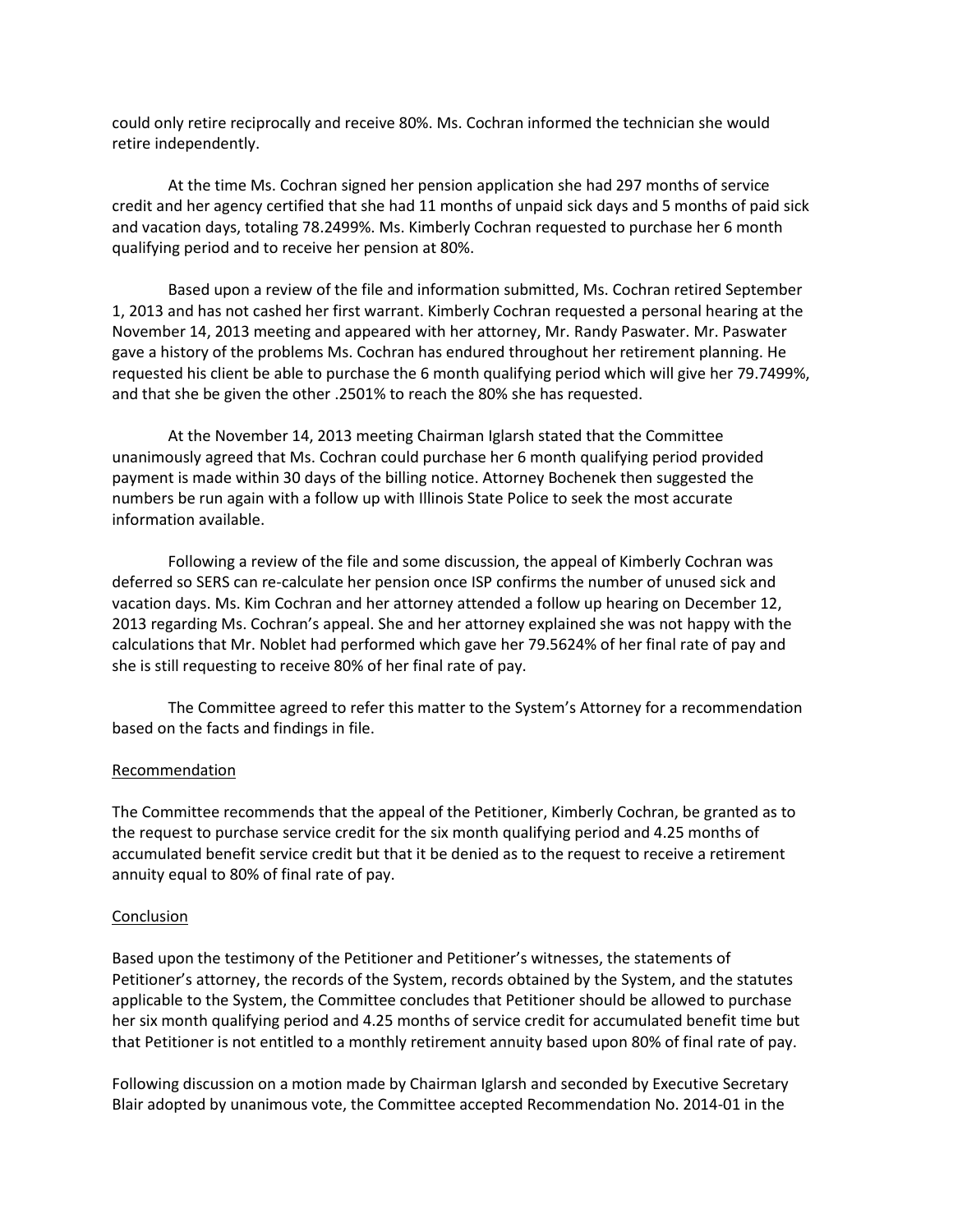could only retire reciprocally and receive 80%. Ms. Cochran informed the technician she would retire independently.

At the time Ms. Cochran signed her pension application she had 297 months of service credit and her agency certified that she had 11 months of unpaid sick days and 5 months of paid sick and vacation days, totaling 78.2499%. Ms. Kimberly Cochran requested to purchase her 6 month qualifying period and to receive her pension at 80%.

Based upon a review of the file and information submitted, Ms. Cochran retired September 1, 2013 and has not cashed her first warrant. Kimberly Cochran requested a personal hearing at the November 14, 2013 meeting and appeared with her attorney, Mr. Randy Paswater. Mr. Paswater gave a history of the problems Ms. Cochran has endured throughout her retirement planning. He requested his client be able to purchase the 6 month qualifying period which will give her 79.7499%, and that she be given the other .2501% to reach the 80% she has requested.

At the November 14, 2013 meeting Chairman Iglarsh stated that the Committee unanimously agreed that Ms. Cochran could purchase her 6 month qualifying period provided payment is made within 30 days of the billing notice. Attorney Bochenek then suggested the numbers be run again with a follow up with Illinois State Police to seek the most accurate information available.

Following a review of the file and some discussion, the appeal of Kimberly Cochran was deferred so SERS can re-calculate her pension once ISP confirms the number of unused sick and vacation days. Ms. Kim Cochran and her attorney attended a follow up hearing on December 12, 2013 regarding Ms. Cochran's appeal. She and her attorney explained she was not happy with the calculations that Mr. Noblet had performed which gave her 79.5624% of her final rate of pay and she is still requesting to receive 80% of her final rate of pay.

The Committee agreed to refer this matter to the System's Attorney for a recommendation based on the facts and findings in file.

Recommendation

The Committee recommends that the appeal of the Petitioner, Kimberly Cochran, be granted as to the request to purchase service credit for the six month qualifying period and 4.25 months of accumulated benefit service credit but that it be denied as to the request to receive a retirement annuity equal to 80% of final rate of pay.

Conclusion

Based upon the testimony of the Petitioner and Petitioner's witnesses, the statements of Petitioner's attorney, the records of the System, records obtained by the System, and the statutes applicable to the System, the Committee concludes that Petitioner should be allowed to purchase her six month qualifying period and 4.25 months of service credit for accumulated benefit time but that Petitioner is not entitled to a monthly retirement annuity based upon 80% of final rate of pay.

Following discussion on a motion made by Chairman Iglarsh and seconded by Executive Secretary Blair adopted by unanimous vote, the Committee accepted Recommendation No. 2014-01 in the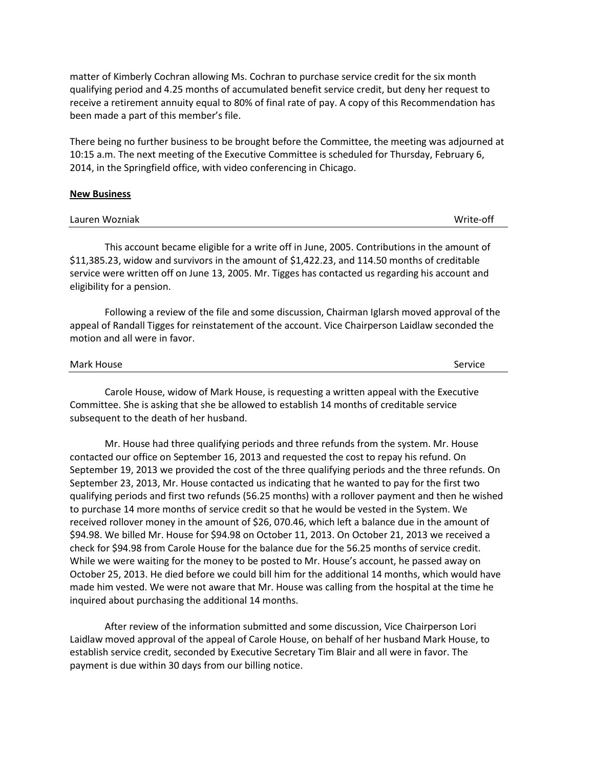matter of Kimberly Cochran allowing Ms. Cochran to purchase service credit for the six month qualifying period and 4.25 months of accumulated benefit service credit, but deny her request to receive a retirement annuity equal to 80% of final rate of pay. A copy of this Recommendation has been made a part of this member's file.

There being no further business to be brought before the Committee, the meeting was adjourned at 10:15 a.m. The next meeting of the Executive Committee is scheduled for Thursday, February 6, 2014, in the Springfield office, with video conferencing in Chicago.

**New Business**

Lauren Wozniak — Write-off

This account became eligible for a write off in June, 2005. Contributions in the amount of $11,385.23, widow and survivors in the amount of $1,422.23, and 114.50 months of creditable service were written off on June 13, 2005. Mr. Tigges has contacted us regarding his account and eligibility for a pension.

Following a review of the file and some discussion, Chairman Iglarsh moved approval of the appeal of Randall Tigges for reinstatement of the account. Vice Chairperson Laidlaw seconded the motion and all were in favor.

Mark House — Service

Carole House, widow of Mark House, is requesting a written appeal with the Executive Committee. She is asking that she be allowed to establish 14 months of creditable service subsequent to the death of her husband.

Mr. House had three qualifying periods and three refunds from the system. Mr. House contacted our office on September 16, 2013 and requested the cost to repay his refund. On September 19, 2013 we provided the cost of the three qualifying periods and the three refunds. On September 23, 2013, Mr. House contacted us indicating that he wanted to pay for the first two qualifying periods and first two refunds (56.25 months) with a rollover payment and then he wished to purchase 14 more months of service credit so that he would be vested in the System. We received rollover money in the amount of $26, 070.46, which left a balance due in the amount of $94.98. We billed Mr. House for $94.98 on October 11, 2013. On October 21, 2013 we received a check for $94.98 from Carole House for the balance due for the 56.25 months of service credit. While we were waiting for the money to be posted to Mr. House's account, he passed away on October 25, 2013. He died before we could bill him for the additional 14 months, which would have made him vested. We were not aware that Mr. House was calling from the hospital at the time he inquired about purchasing the additional 14 months.

After review of the information submitted and some discussion, Vice Chairperson Lori Laidlaw moved approval of the appeal of Carole House, on behalf of her husband Mark House, to establish service credit, seconded by Executive Secretary Tim Blair and all were in favor. The payment is due within 30 days from our billing notice.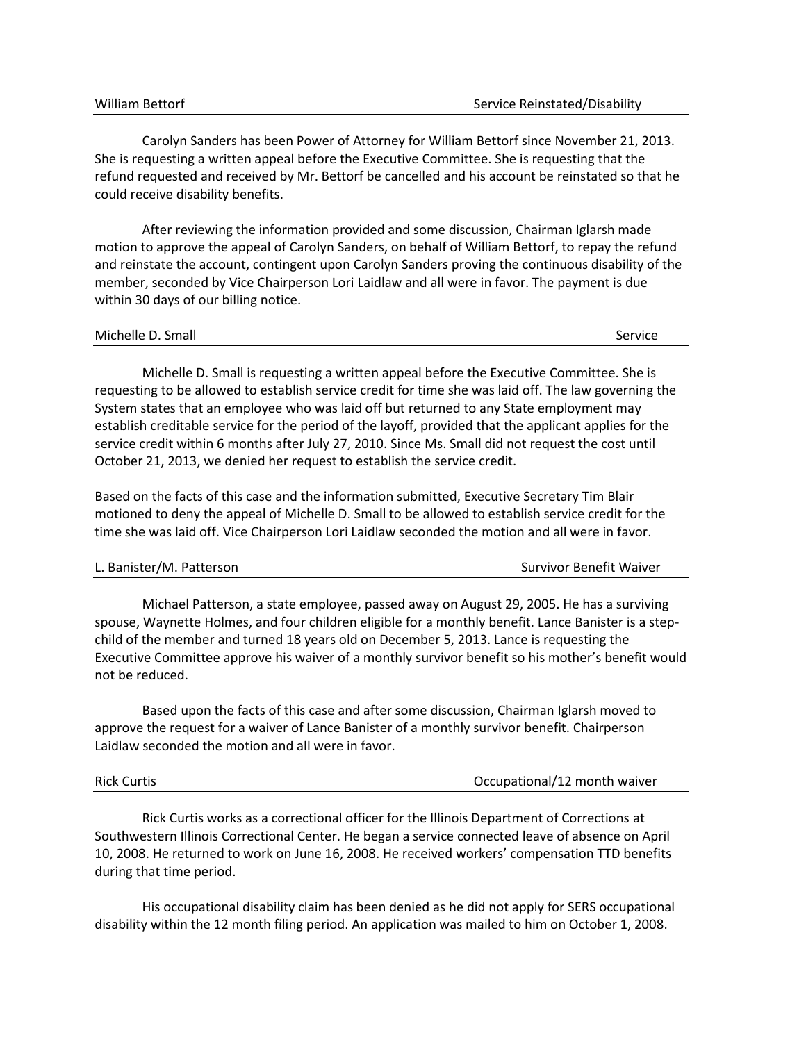William Bettorf | Service Reinstated/Disability

Carolyn Sanders has been Power of Attorney for William Bettorf since November 21, 2013. She is requesting a written appeal before the Executive Committee. She is requesting that the refund requested and received by Mr. Bettorf be cancelled and his account be reinstated so that he could receive disability benefits.

After reviewing the information provided and some discussion, Chairman Iglarsh made motion to approve the appeal of Carolyn Sanders, on behalf of William Bettorf, to repay the refund and reinstate the account, contingent upon Carolyn Sanders proving the continuous disability of the member, seconded by Vice Chairperson Lori Laidlaw and all were in favor. The payment is due within 30 days of our billing notice.

Michelle D. Small | Service

Michelle D. Small is requesting a written appeal before the Executive Committee. She is requesting to be allowed to establish service credit for time she was laid off. The law governing the System states that an employee who was laid off but returned to any State employment may establish creditable service for the period of the layoff, provided that the applicant applies for the service credit within 6 months after July 27, 2010. Since Ms. Small did not request the cost until October 21, 2013, we denied her request to establish the service credit.

Based on the facts of this case and the information submitted, Executive Secretary Tim Blair motioned to deny the appeal of Michelle D. Small to be allowed to establish service credit for the time she was laid off. Vice Chairperson Lori Laidlaw seconded the motion and all were in favor.

L. Banister/M. Patterson | Survivor Benefit Waiver

Michael Patterson, a state employee, passed away on August 29, 2005. He has a surviving spouse, Waynette Holmes, and four children eligible for a monthly benefit. Lance Banister is a step-child of the member and turned 18 years old on December 5, 2013. Lance is requesting the Executive Committee approve his waiver of a monthly survivor benefit so his mother's benefit would not be reduced.

Based upon the facts of this case and after some discussion, Chairman Iglarsh moved to approve the request for a waiver of Lance Banister of a monthly survivor benefit. Chairperson Laidlaw seconded the motion and all were in favor.

Rick Curtis | Occupational/12 month waiver

Rick Curtis works as a correctional officer for the Illinois Department of Corrections at Southwestern Illinois Correctional Center. He began a service connected leave of absence on April 10, 2008. He returned to work on June 16, 2008. He received workers' compensation TTD benefits during that time period.

His occupational disability claim has been denied as he did not apply for SERS occupational disability within the 12 month filing period. An application was mailed to him on October 1, 2008.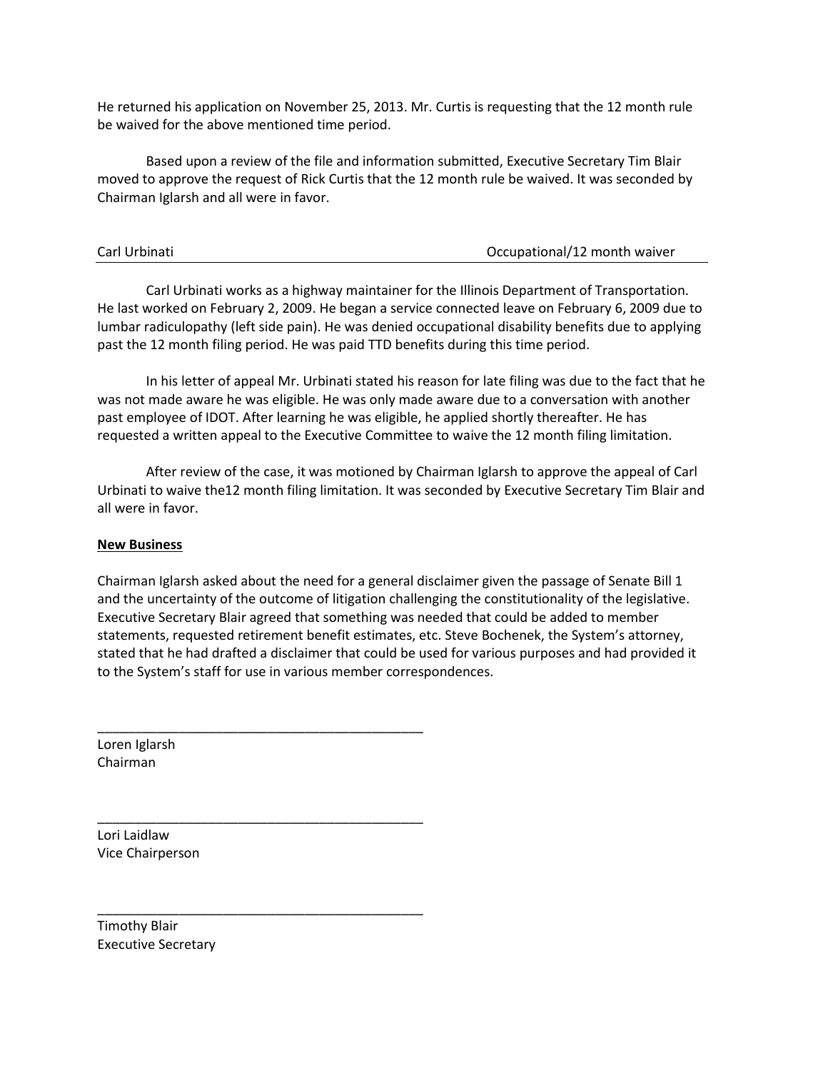He returned his application on November 25, 2013. Mr. Curtis is requesting that the 12 month rule be waived for the above mentioned time period.

Based upon a review of the file and information submitted, Executive Secretary Tim Blair moved to approve the request of Rick Curtis that the 12 month rule be waived. It was seconded by Chairman Iglarsh and all were in favor.

Carl Urbinati — Occupational/12 month waiver

---

Carl Urbinati works as a highway maintainer for the Illinois Department of Transportation. He last worked on February 2, 2009. He began a service connected leave on February 6, 2009 due to lumbar radiculopathy (left side pain). He was denied occupational disability benefits due to applying past the 12 month filing period. He was paid TTD benefits during this time period.

In his letter of appeal Mr. Urbinati stated his reason for late filing was due to the fact that he was not made aware he was eligible. He was only made aware due to a conversation with another past employee of IDOT. After learning he was eligible, he applied shortly thereafter. He has requested a written appeal to the Executive Committee to waive the 12 month filing limitation.

After review of the case, it was motioned by Chairman Iglarsh to approve the appeal of Carl Urbinati to waive the12 month filing limitation. It was seconded by Executive Secretary Tim Blair and all were in favor.

**New Business**

Chairman Iglarsh asked about the need for a general disclaimer given the passage of Senate Bill 1 and the uncertainty of the outcome of litigation challenging the constitutionality of the legislative. Executive Secretary Blair agreed that something was needed that could be added to member statements, requested retirement benefit estimates, etc. Steve Bochenek, the System's attorney, stated that he had drafted a disclaimer that could be used for various purposes and had provided it to the System's staff for use in various member correspondences.

_____________________________________________

Loren Iglarsh
Chairman

_____________________________________________

Lori Laidlaw
Vice Chairperson

_____________________________________________

Timothy Blair
Executive Secretary